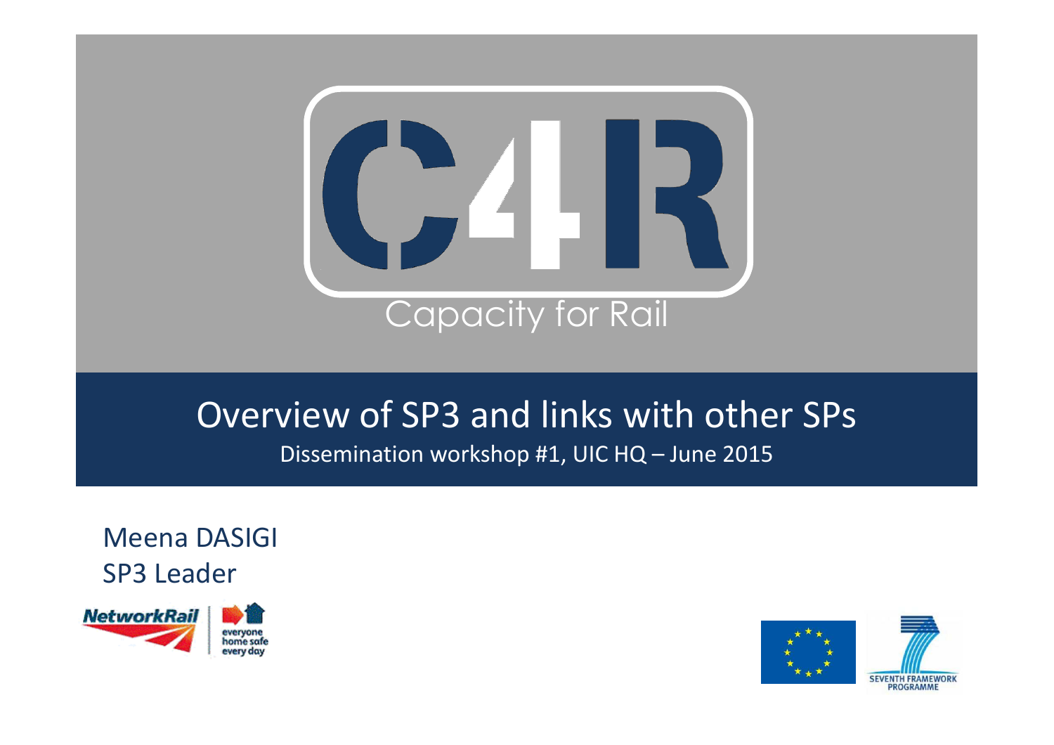# C4R

Capacity for Rail

## Overview of SP3 and links with other SPs

Dissemination workshop #1, UIC HQ – June 2015

Meena DASIGI
SP3 Leader

NetworkRail
everyone home safe every day

SEVENTH FRAMEWORK PROGRAMME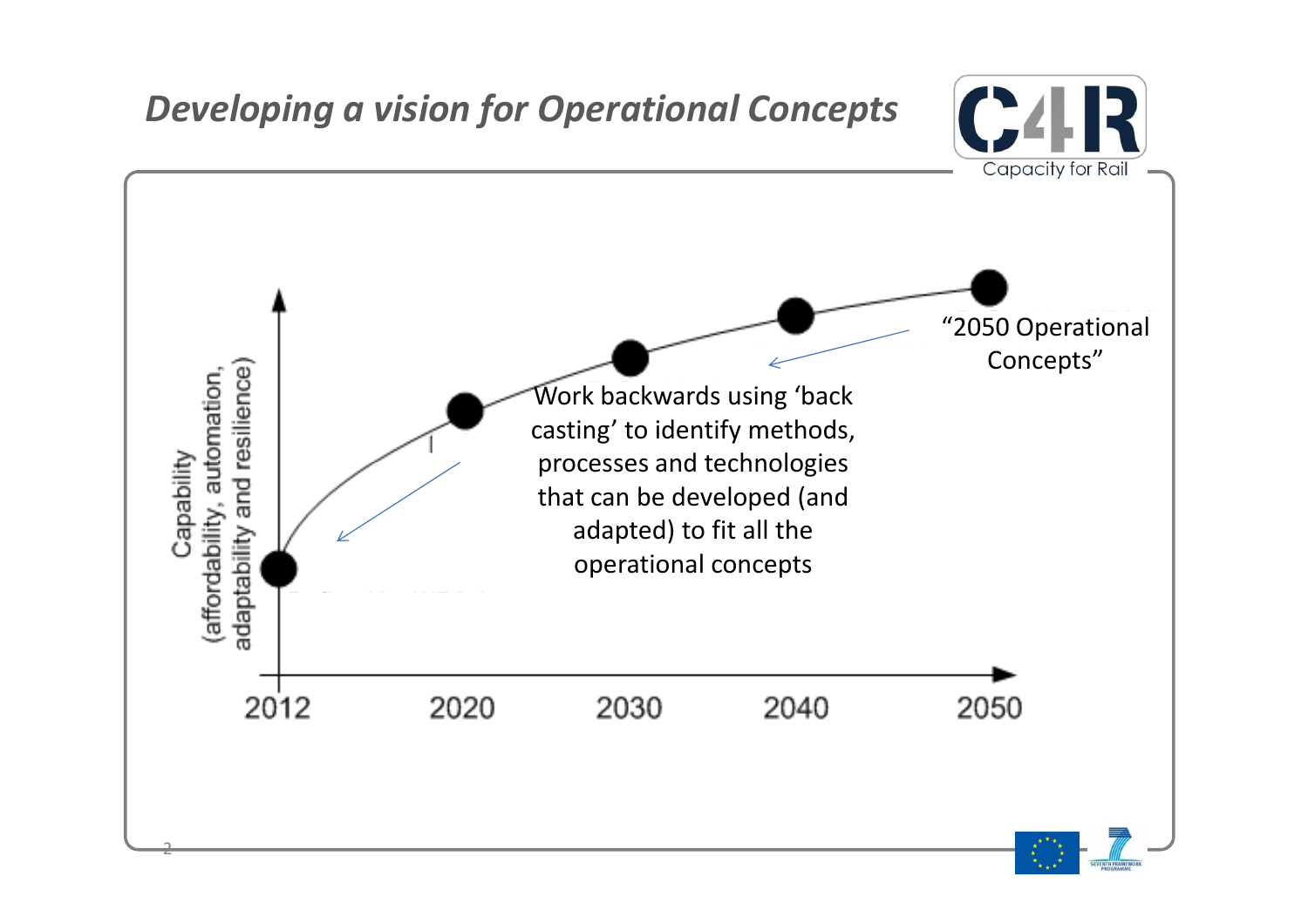# Developing a vision for Operational Concepts

Capability (affordability, automation, adaptability and resilience)

2012 2020 2030 2040 2050

"2050 Operational Concepts"

Work backwards using 'back casting' to identify methods, processes and technologies that can be developed (and adapted) to fit all the operational concepts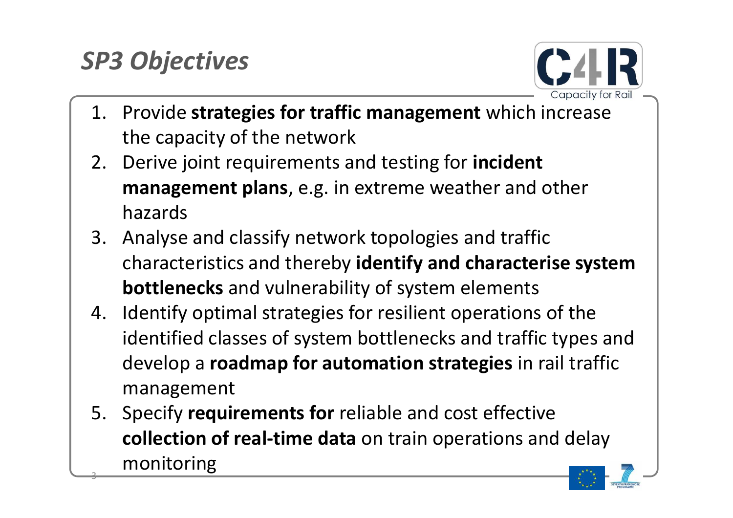# *SP3 Objectives*

1. Provide **strategies for traffic management** which increase the capacity of the network
2. Derive joint requirements and testing for **incident management plans**, e.g. in extreme weather and other hazards
3. Analyse and classify network topologies and traffic characteristics and thereby **identify and characterise system bottlenecks** and vulnerability of system elements
4. Identify optimal strategies for resilient operations of the identified classes of system bottlenecks and traffic types and develop a **roadmap for automation strategies** in rail traffic management
5. Specify **requirements for** reliable and cost effective **collection of real-time data** on train operations and delay monitoring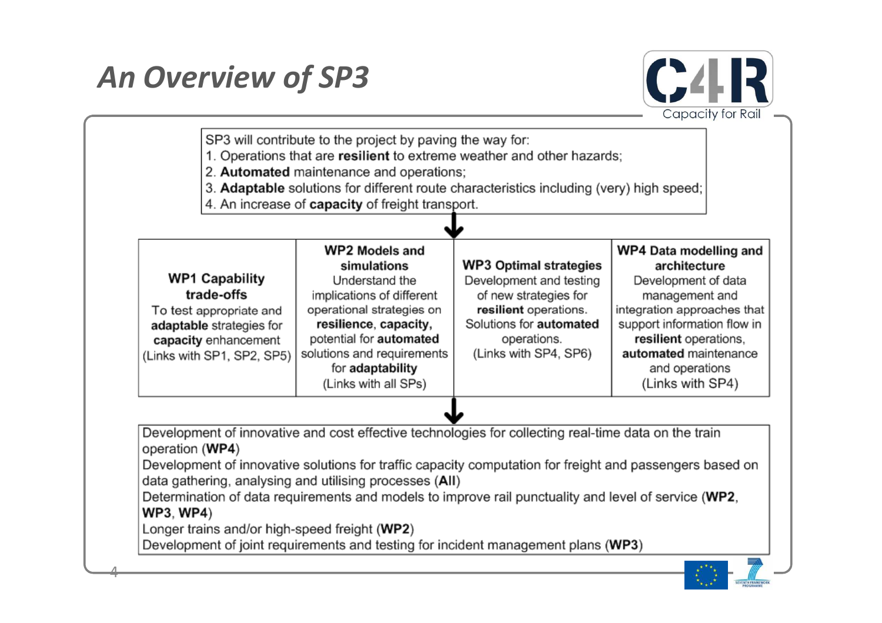# An Overview of SP3

SP3 will contribute to the project by paving the way for:

1. Operations that are **resilient** to extreme weather and other hazards;
2. **Automated** maintenance and operations;
3. **Adaptable** solutions for different route characteristics including (very) high speed;
4. An increase of **capacity** of freight transport.

| WP1 Capability trade-offs | WP2 Models and simulations | WP3 Optimal strategies | WP4 Data modelling and architecture |
|---|---|---|---|
| To test appropriate and **adaptable** strategies for **capacity** enhancement (Links with SP1, SP2, SP5) | Understand the implications of different operational strategies on **resilience**, **capacity**, potential for **automated** solutions and requirements for **adaptability** (Links with all SPs) | Development and testing of new strategies for **resilient** operations. Solutions for **automated** operations. (Links with SP4, SP6) | Development of data management and integration approaches that support information flow in **resilient** operations, **automated** maintenance and operations (Links with SP4) |

Development of innovative and cost effective technologies for collecting real-time data on the train operation (**WP4**)

Development of innovative solutions for traffic capacity computation for freight and passengers based on data gathering, analysing and utilising processes (**All**)

Determination of data requirements and models to improve rail punctuality and level of service (**WP2**, **WP3**, **WP4**)

Longer trains and/or high-speed freight (**WP2**)

Development of joint requirements and testing for incident management plans (**WP3**)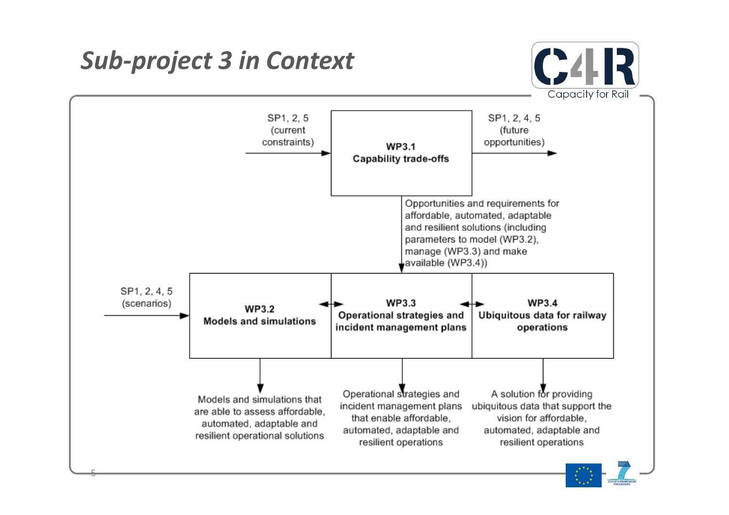# Sub-project 3 in Context

SP1, 2, 5 (current constraints) → **WP3.1 Capability trade-offs** → SP1, 2, 4, 5 (future opportunities)

Opportunities and requirements for affordable, automated, adaptable and resilient solutions (including parameters to model (WP3.2), manage (WP3.3) and make available (WP3.4))

SP1, 2, 4, 5 (scenarios) → **WP3.2 Models and simulations** ↔ **WP3.3 Operational strategies and incident management plans** ↔ **WP3.4 Ubiquitous data for railway operations**

- **WP3.2** → Models and simulations that are able to assess affordable, automated, adaptable and resilient operational solutions
- **WP3.3** → Operational strategies and incident management plans that enable affordable, automated, adaptable and resilient operations
- **WP3.4** → A solution for providing ubiquitous data that support the vision for affordable, automated, adaptable and resilient operations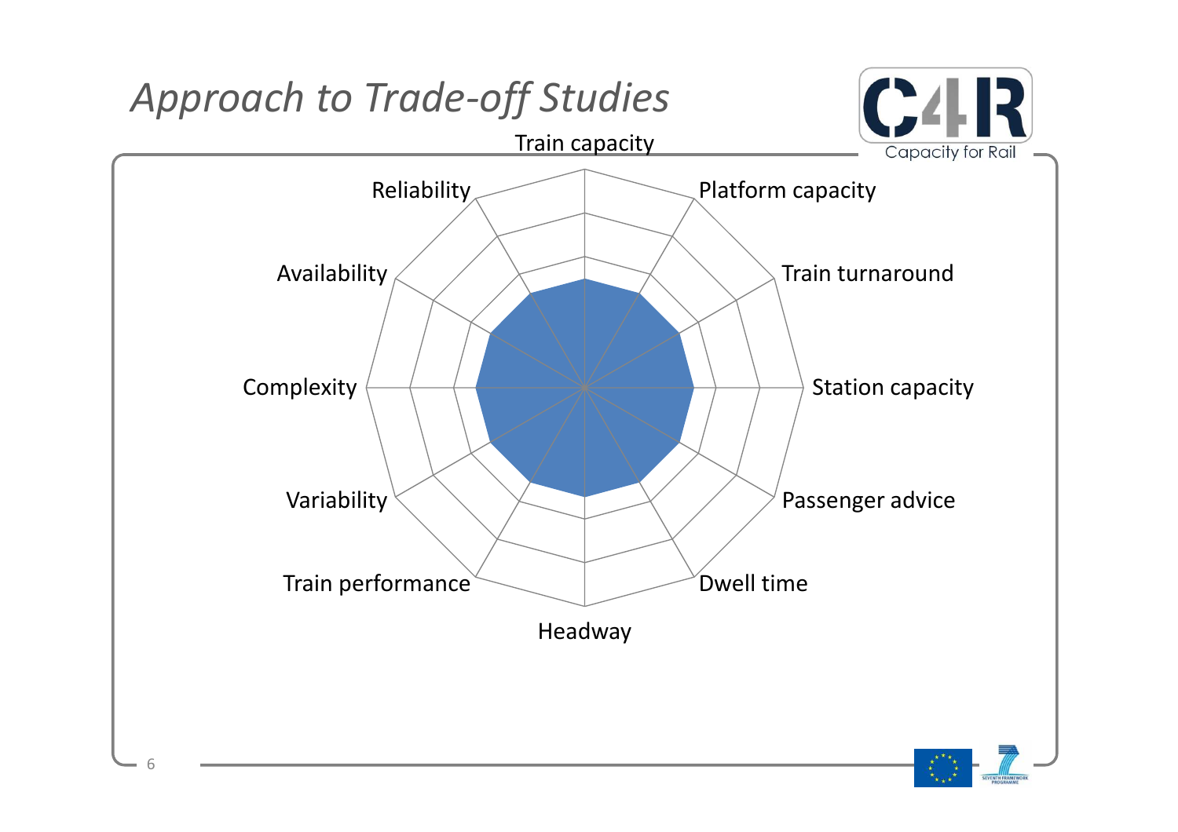# *Approach to Trade-off Studies*

Train capacity

Platform capacity

Train turnaround

Station capacity

Passenger advice

Dwell time

Headway

Train performance

Variability

Complexity

Availability

Reliability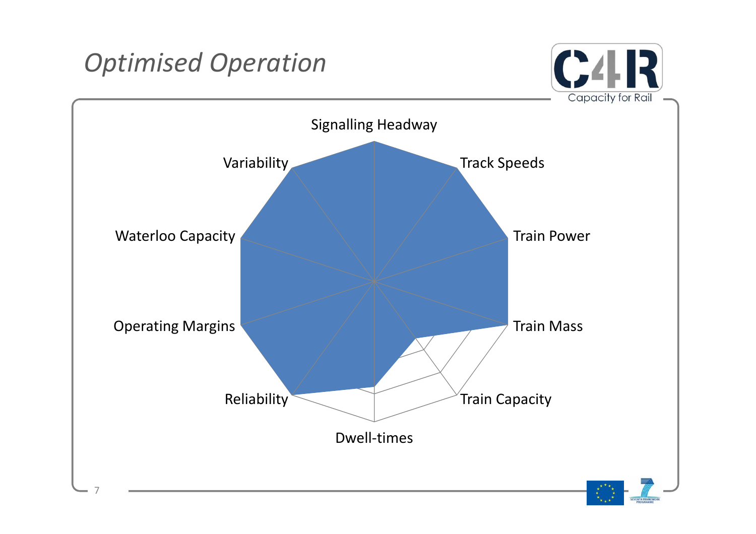# Optimised Operation

- Signalling Headway
- Track Speeds
- Train Power
- Train Mass
- Train Capacity
- Dwell-times
- Reliability
- Operating Margins
- Waterloo Capacity
- Variability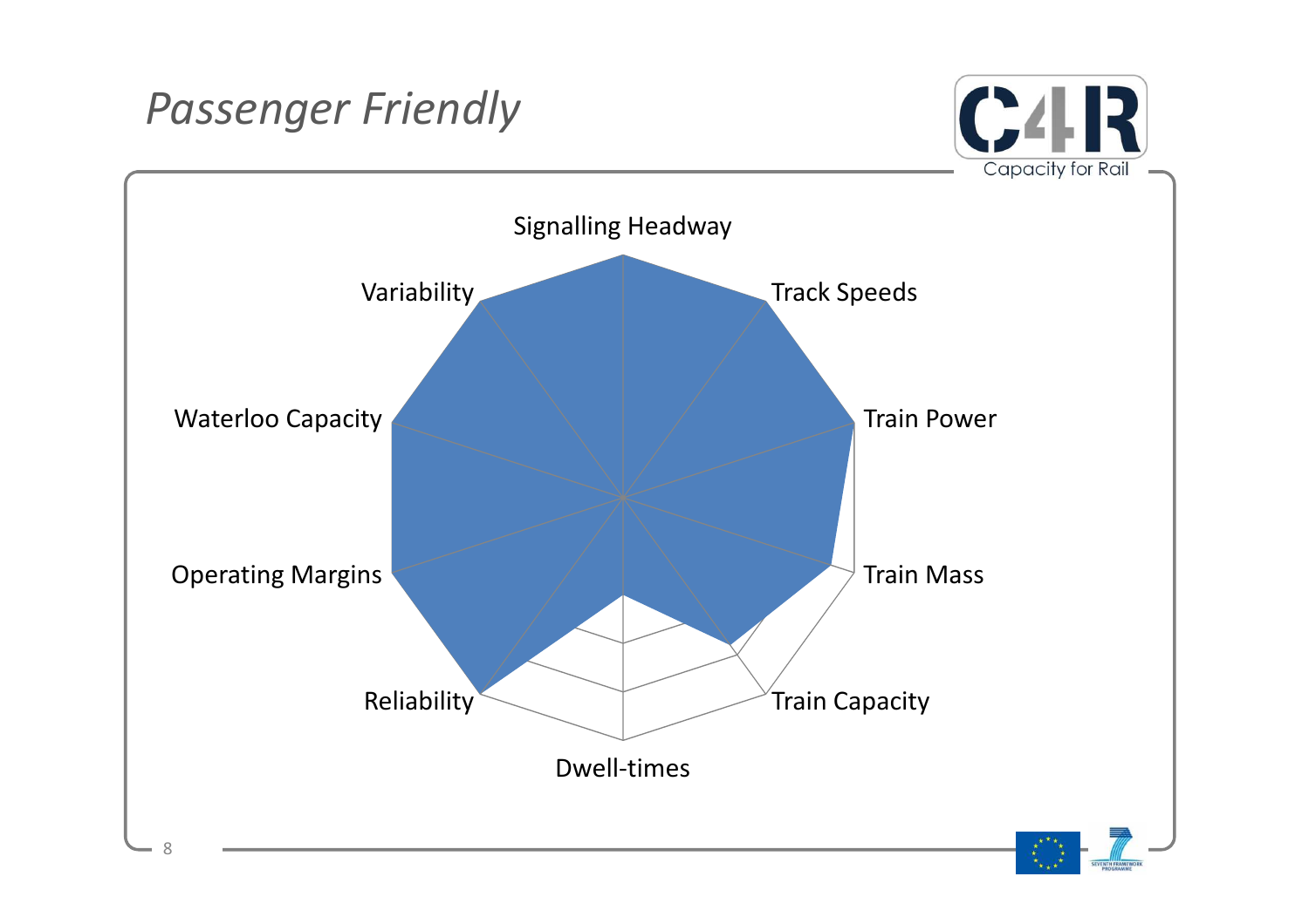# *Passenger Friendly*

Signalling Headway

Track Speeds

Train Power

Train Mass

Train Capacity

Dwell-times

Reliability

Operating Margins

Waterloo Capacity

Variability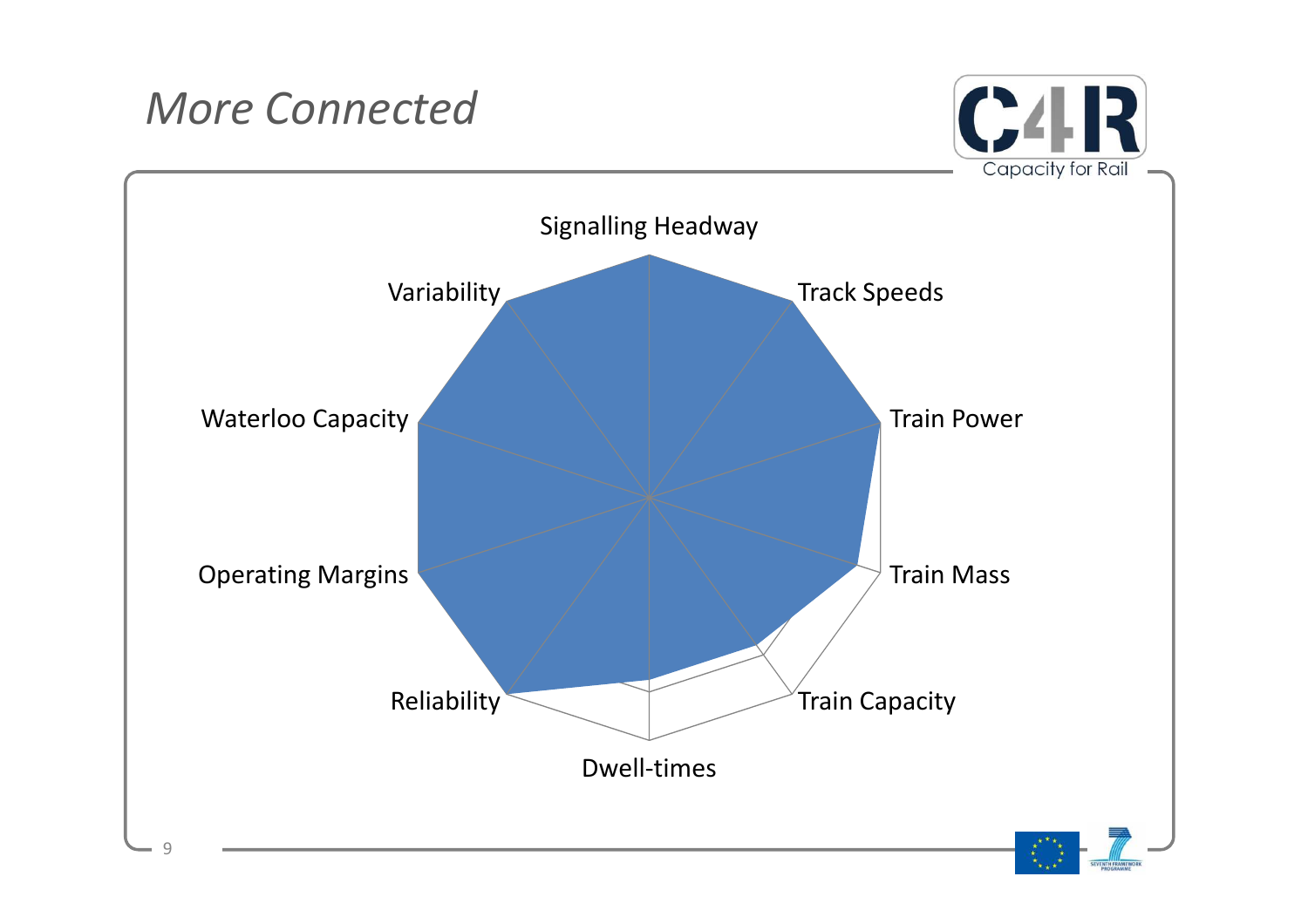# More Connected

Signalling Headway

Track Speeds

Train Power

Train Mass

Train Capacity

Dwell-times

Reliability

Operating Margins

Waterloo Capacity

Variability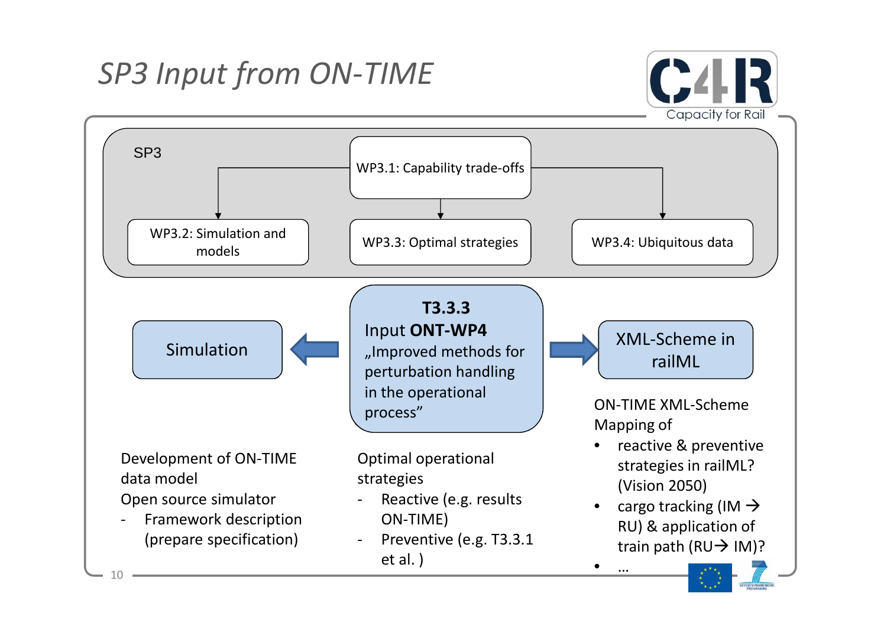# *SP3 Input from ON-TIME*

SP3

- WP3.1: Capability trade-offs
  - WP3.2: Simulation and models
  - WP3.3: Optimal strategies
  - WP3.4: Ubiquitous data

**T3.3.3**
Input **ONT-WP4**
„Improved methods for perturbation handling in the operational process"

Simulation ← T3.3.3 → XML-Scheme in railML

Development of ON-TIME data model
Open source simulator
- Framework description (prepare specification)

Optimal operational strategies
- Reactive (e.g. results ON-TIME)
- Preventive (e.g. T3.3.1 et al. )

ON-TIME XML-Scheme Mapping of
- reactive & preventive strategies in railML? (Vision 2050)
- cargo tracking (IM → RU) & application of train path (RU→ IM)?
- …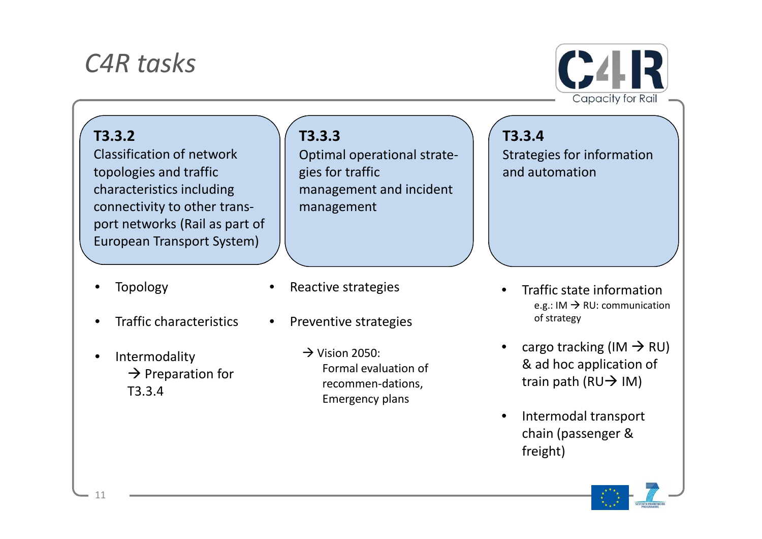# C4R tasks

## T3.3.2

Classification of network topologies and traffic characteristics including connectivity to other transport networks (Rail as part of European Transport System)

- Topology
- Traffic characteristics
- Intermodality
  → Preparation for T3.3.4

## T3.3.3

Optimal operational strategies for traffic management and incident management

- Reactive strategies
- Preventive strategies

→ Vision 2050:
Formal evaluation of recommen-dations, Emergency plans

## T3.3.4

Strategies for information and automation

- Traffic state information
  e.g.: IM → RU: communication of strategy
- cargo tracking (IM → RU) & ad hoc application of train path (RU→ IM)
- Intermodal transport chain (passenger & freight)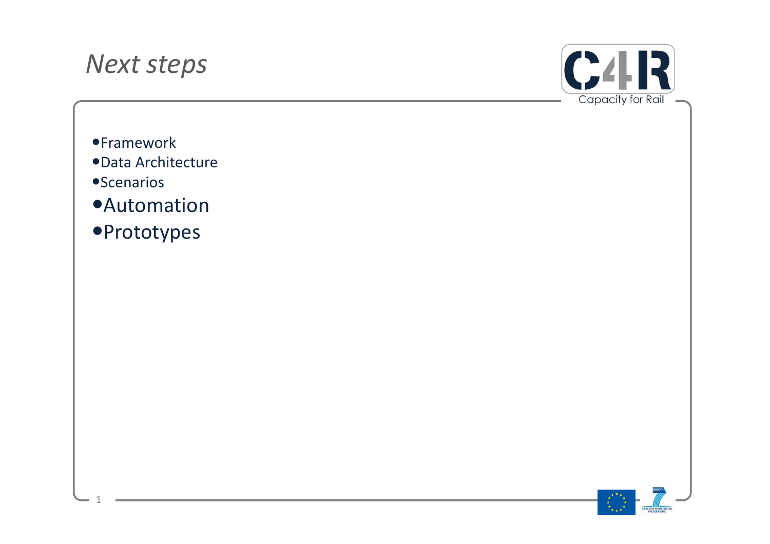# *Next steps*

- Framework
- Data Architecture
- Scenarios
- Automation
- Prototypes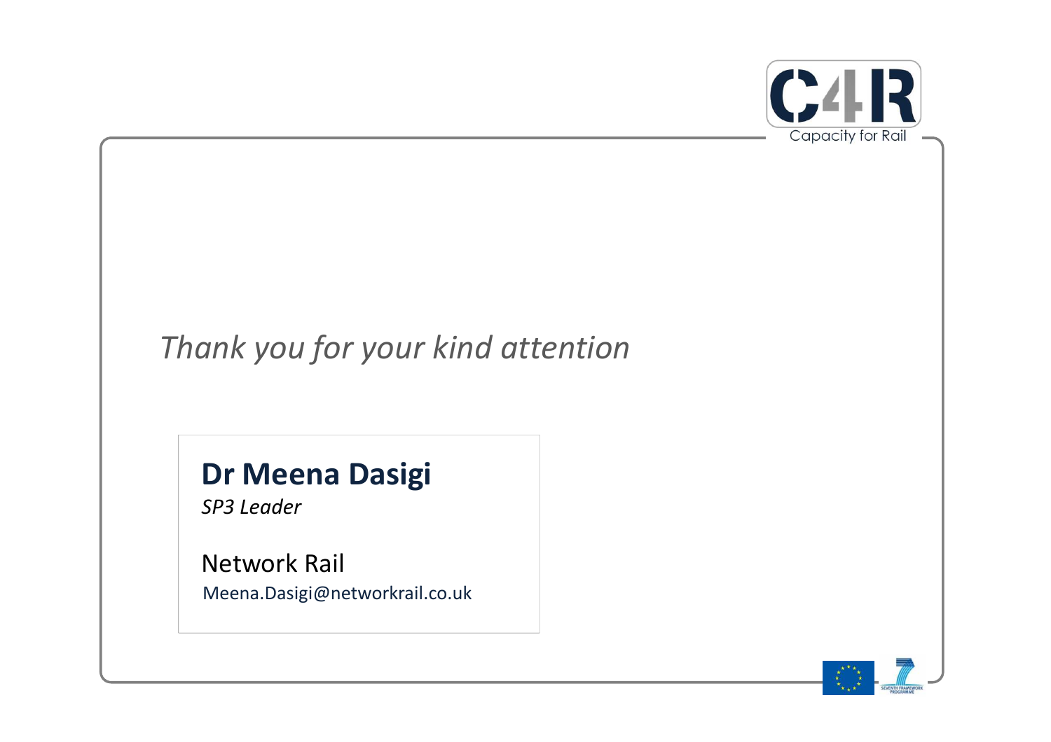*Thank you for your kind attention*

**Dr Meena Dasigi**

*SP3 Leader*

Network Rail

Meena.Dasigi@networkrail.co.uk